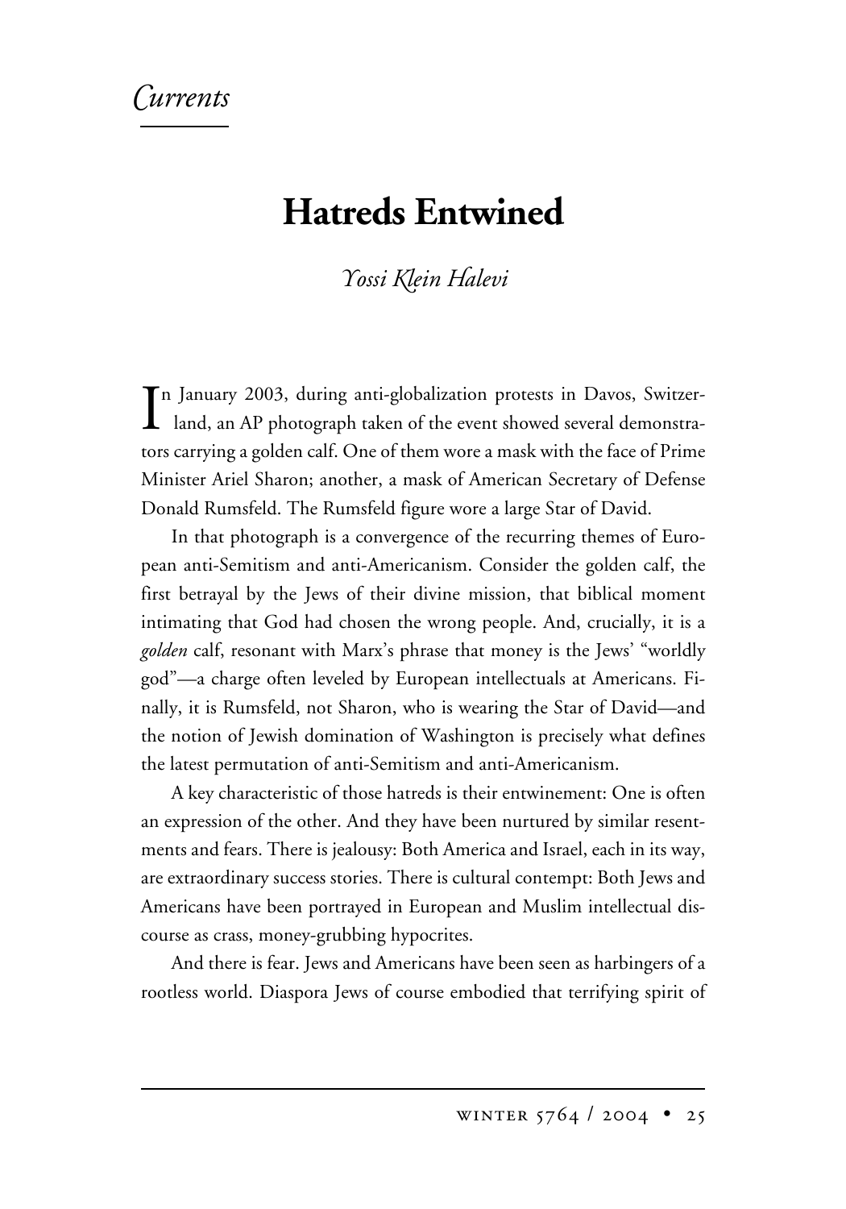*Currents*

# Hatreds Entwined

*Yossi Klein Halevi*

In January 2003, during anti-globalization protests in Davos, Switzerland, an AP photograph taken of the event showed several demonstrators carrying a golden calf. One of them wore a mask with the face of Prime Minister Ariel Sharon; another, a mask of American Secretary of Defense Donald Rumsfeld. The Rumsfeld figure wore a large Star of David.

In that photograph is a convergence of the recurring themes of European anti-Semitism and anti-Americanism. Consider the golden calf, the first betrayal by the Jews of their divine mission, that biblical moment intimating that God had chosen the wrong people. And, crucially, it is a *golden* calf, resonant with Marx's phrase that money is the Jews' "worldly god"—a charge often leveled by European intellectuals at Americans. Finally, it is Rumsfeld, not Sharon, who is wearing the Star of David—and the notion of Jewish domination of Washington is precisely what defines the latest permutation of anti-Semitism and anti-Americanism.

A key characteristic of those hatreds is their entwinement: One is often an expression of the other. And they have been nurtured by similar resentments and fears. There is jealousy: Both America and Israel, each in its way, are extraordinary success stories. There is cultural contempt: Both Jews and Americans have been portrayed in European and Muslim intellectual discourse as crass, money-grubbing hypocrites.

And there is fear. Jews and Americans have been seen as harbingers of a rootless world. Diaspora Jews of course embodied that terrifying spirit of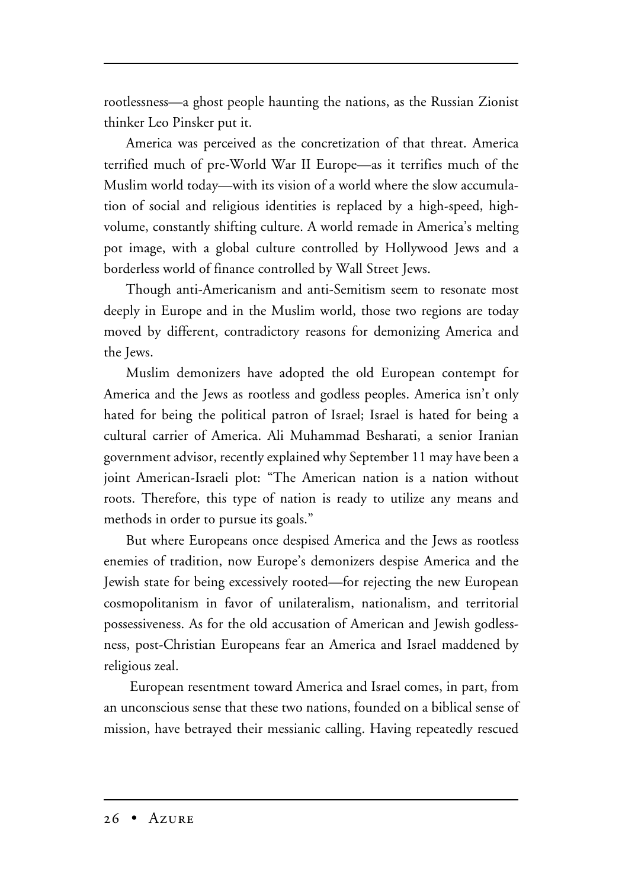rootlessness—a ghost people haunting the nations, as the Russian Zionist thinker Leo Pinsker put it.

America was perceived as the concretization of that threat. America terrified much of pre-World War II Europe—as it terrifies much of the Muslim world today—with its vision of a world where the slow accumulation of social and religious identities is replaced by a high-speed, high-volume, constantly shifting culture. A world remade in America's melting pot image, with a global culture controlled by Hollywood Jews and a borderless world of finance controlled by Wall Street Jews.

Though anti-Americanism and anti-Semitism seem to resonate most deeply in Europe and in the Muslim world, those two regions are today moved by different, contradictory reasons for demonizing America and the Jews.

Muslim demonizers have adopted the old European contempt for America and the Jews as rootless and godless peoples. America isn't only hated for being the political patron of Israel; Israel is hated for being a cultural carrier of America. Ali Muhammad Besharati, a senior Iranian government advisor, recently explained why September 11 may have been a joint American-Israeli plot: "The American nation is a nation without roots. Therefore, this type of nation is ready to utilize any means and methods in order to pursue its goals."

But where Europeans once despised America and the Jews as rootless enemies of tradition, now Europe's demonizers despise America and the Jewish state for being excessively rooted—for rejecting the new European cosmopolitanism in favor of unilateralism, nationalism, and territorial possessiveness. As for the old accusation of American and Jewish godlessness, post-Christian Europeans fear an America and Israel maddened by religious zeal.

European resentment toward America and Israel comes, in part, from an unconscious sense that these two nations, founded on a biblical sense of mission, have betrayed their messianic calling. Having repeatedly rescued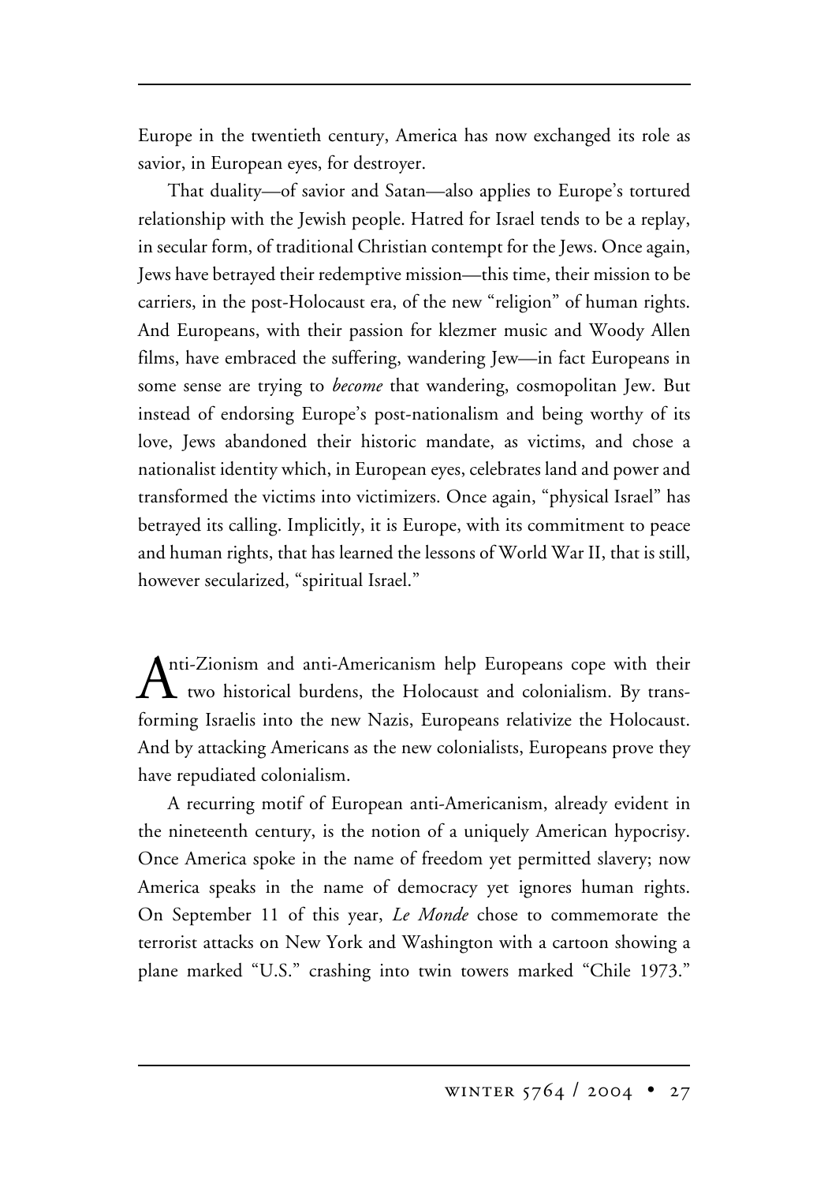Europe in the twentieth century, America has now exchanged its role as savior, in European eyes, for destroyer.

That duality—of savior and Satan—also applies to Europe's tortured relationship with the Jewish people. Hatred for Israel tends to be a replay, in secular form, of traditional Christian contempt for the Jews. Once again, Jews have betrayed their redemptive mission—this time, their mission to be carriers, in the post-Holocaust era, of the new "religion" of human rights. And Europeans, with their passion for klezmer music and Woody Allen films, have embraced the suffering, wandering Jew—in fact Europeans in some sense are trying to *become* that wandering, cosmopolitan Jew. But instead of endorsing Europe's post-nationalism and being worthy of its love, Jews abandoned their historic mandate, as victims, and chose a nationalist identity which, in European eyes, celebrates land and power and transformed the victims into victimizers. Once again, "physical Israel" has betrayed its calling. Implicitly, it is Europe, with its commitment to peace and human rights, that has learned the lessons of World War II, that is still, however secularized, "spiritual Israel."

Anti-Zionism and anti-Americanism help Europeans cope with their two historical burdens, the Holocaust and colonialism. By transforming Israelis into the new Nazis, Europeans relativize the Holocaust. And by attacking Americans as the new colonialists, Europeans prove they have repudiated colonialism.

A recurring motif of European anti-Americanism, already evident in the nineteenth century, is the notion of a uniquely American hypocrisy. Once America spoke in the name of freedom yet permitted slavery; now America speaks in the name of democracy yet ignores human rights. On September 11 of this year, *Le Monde* chose to commemorate the terrorist attacks on New York and Washington with a cartoon showing a plane marked "U.S." crashing into twin towers marked "Chile 1973."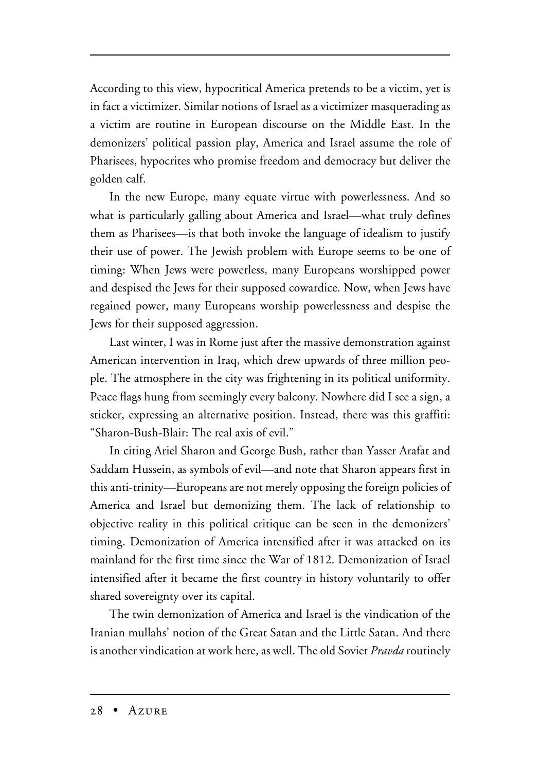According to this view, hypocritical America pretends to be a victim, yet is in fact a victimizer. Similar notions of Israel as a victimizer masquerading as a victim are routine in European discourse on the Middle East. In the demonizers' political passion play, America and Israel assume the role of Pharisees, hypocrites who promise freedom and democracy but deliver the golden calf.

In the new Europe, many equate virtue with powerlessness. And so what is particularly galling about America and Israel—what truly defines them as Pharisees—is that both invoke the language of idealism to justify their use of power. The Jewish problem with Europe seems to be one of timing: When Jews were powerless, many Europeans worshipped power and despised the Jews for their supposed cowardice. Now, when Jews have regained power, many Europeans worship powerlessness and despise the Jews for their supposed aggression.

Last winter, I was in Rome just after the massive demonstration against American intervention in Iraq, which drew upwards of three million people. The atmosphere in the city was frightening in its political uniformity. Peace flags hung from seemingly every balcony. Nowhere did I see a sign, a sticker, expressing an alternative position. Instead, there was this graffiti: "Sharon-Bush-Blair: The real axis of evil."

In citing Ariel Sharon and George Bush, rather than Yasser Arafat and Saddam Hussein, as symbols of evil—and note that Sharon appears first in this anti-trinity—Europeans are not merely opposing the foreign policies of America and Israel but demonizing them. The lack of relationship to objective reality in this political critique can be seen in the demonizers' timing. Demonization of America intensified after it was attacked on its mainland for the first time since the War of 1812. Demonization of Israel intensified after it became the first country in history voluntarily to offer shared sovereignty over its capital.

The twin demonization of America and Israel is the vindication of the Iranian mullahs' notion of the Great Satan and the Little Satan. And there is another vindication at work here, as well. The old Soviet *Pravda* routinely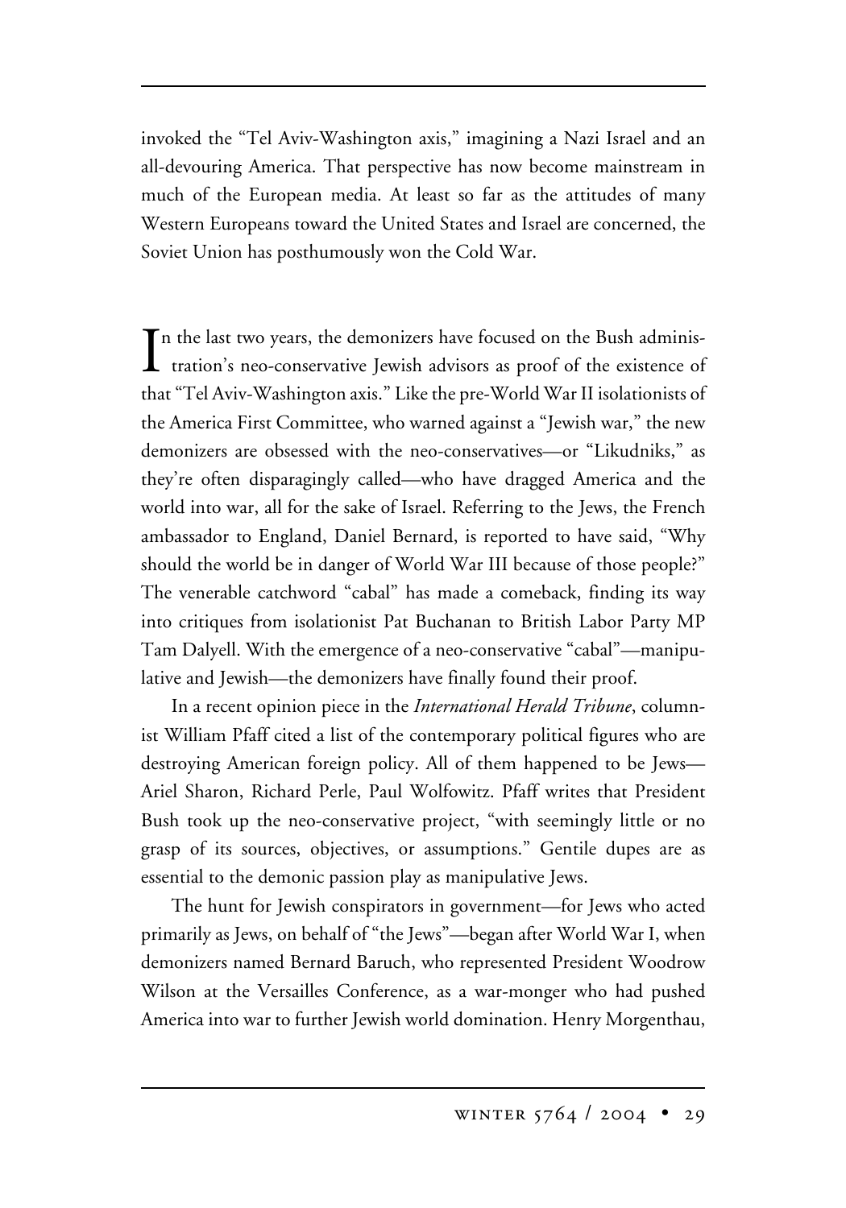invoked the "Tel Aviv-Washington axis," imagining a Nazi Israel and an all-devouring America. That perspective has now become mainstream in much of the European media. At least so far as the attitudes of many Western Europeans toward the United States and Israel are concerned, the Soviet Union has posthumously won the Cold War.

In the last two years, the demonizers have focused on the Bush administration's neo-conservative Jewish advisors as proof of the existence of that "Tel Aviv-Washington axis." Like the pre-World War II isolationists of the America First Committee, who warned against a "Jewish war," the new demonizers are obsessed with the neo-conservatives—or "Likudniks," as they're often disparagingly called—who have dragged America and the world into war, all for the sake of Israel. Referring to the Jews, the French ambassador to England, Daniel Bernard, is reported to have said, "Why should the world be in danger of World War III because of those people?" The venerable catchword "cabal" has made a comeback, finding its way into critiques from isolationist Pat Buchanan to British Labor Party MP Tam Dalyell. With the emergence of a neo-conservative "cabal"—manipulative and Jewish—the demonizers have finally found their proof.

In a recent opinion piece in the *International Herald Tribune*, columnist William Pfaff cited a list of the contemporary political figures who are destroying American foreign policy. All of them happened to be Jews—Ariel Sharon, Richard Perle, Paul Wolfowitz. Pfaff writes that President Bush took up the neo-conservative project, "with seemingly little or no grasp of its sources, objectives, or assumptions." Gentile dupes are as essential to the demonic passion play as manipulative Jews.

The hunt for Jewish conspirators in government—for Jews who acted primarily as Jews, on behalf of "the Jews"—began after World War I, when demonizers named Bernard Baruch, who represented President Woodrow Wilson at the Versailles Conference, as a war-monger who had pushed America into war to further Jewish world domination. Henry Morgenthau,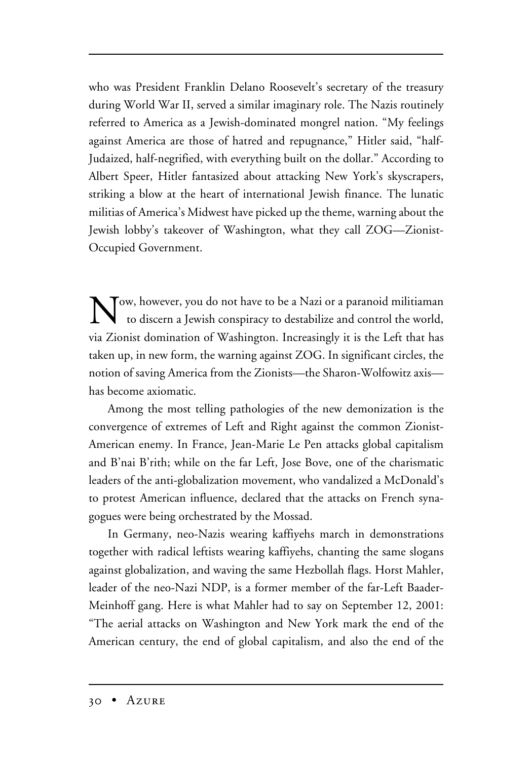who was President Franklin Delano Roosevelt's secretary of the treasury during World War II, served a similar imaginary role. The Nazis routinely referred to America as a Jewish-dominated mongrel nation. "My feelings against America are those of hatred and repugnance," Hitler said, "half-Judaized, half-negrified, with everything built on the dollar." According to Albert Speer, Hitler fantasized about attacking New York's skyscrapers, striking a blow at the heart of international Jewish finance. The lunatic militias of America's Midwest have picked up the theme, warning about the Jewish lobby's takeover of Washington, what they call ZOG—Zionist-Occupied Government.

Now, however, you do not have to be a Nazi or a paranoid militiaman to discern a Jewish conspiracy to destabilize and control the world, via Zionist domination of Washington. Increasingly it is the Left that has taken up, in new form, the warning against ZOG. In significant circles, the notion of saving America from the Zionists—the Sharon-Wolfowitz axis—has become axiomatic.

Among the most telling pathologies of the new demonization is the convergence of extremes of Left and Right against the common Zionist-American enemy. In France, Jean-Marie Le Pen attacks global capitalism and B'nai B'rith; while on the far Left, Jose Bove, one of the charismatic leaders of the anti-globalization movement, who vandalized a McDonald's to protest American influence, declared that the attacks on French synagogues were being orchestrated by the Mossad.

In Germany, neo-Nazis wearing kaffiyehs march in demonstrations together with radical leftists wearing kaffiyehs, chanting the same slogans against globalization, and waving the same Hezbollah flags. Horst Mahler, leader of the neo-Nazi NDP, is a former member of the far-Left Baader-Meinhoff gang. Here is what Mahler had to say on September 12, 2001: "The aerial attacks on Washington and New York mark the end of the American century, the end of global capitalism, and also the end of the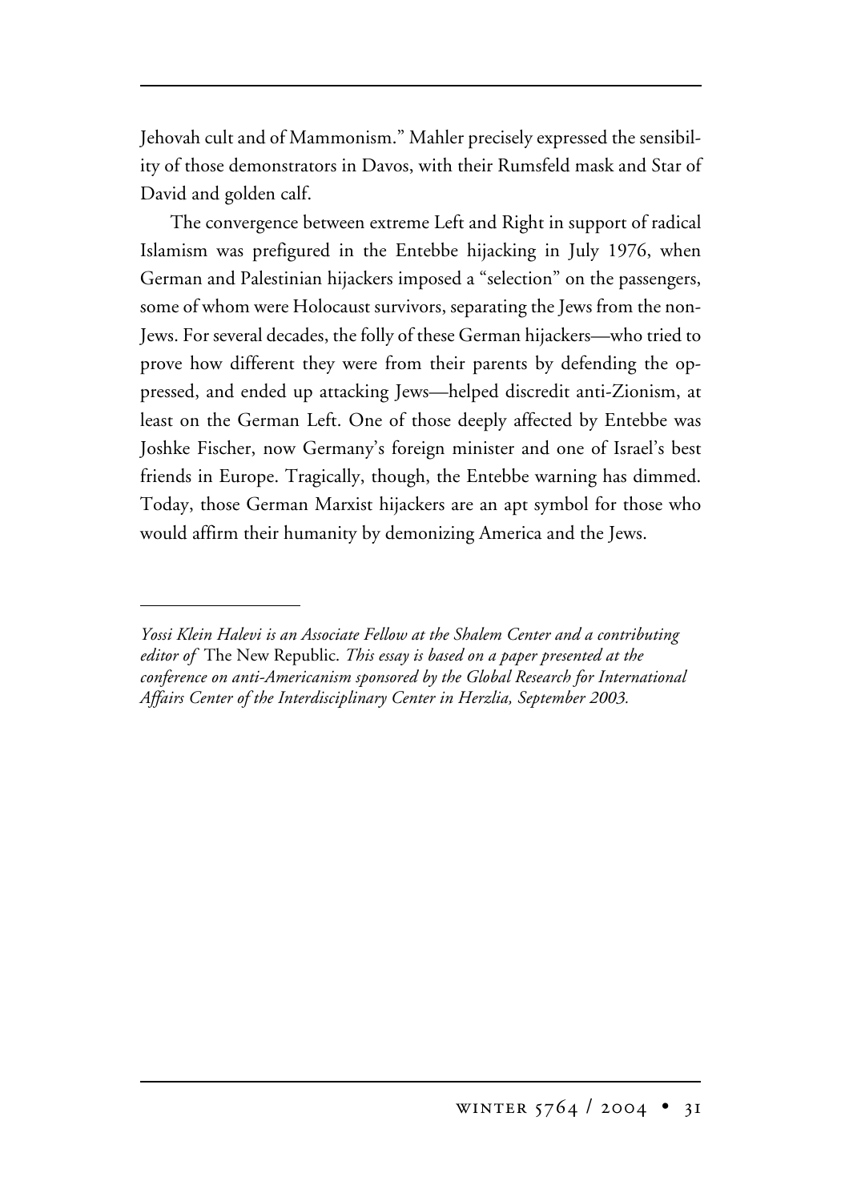Jehovah cult and of Mammonism." Mahler precisely expressed the sensibility of those demonstrators in Davos, with their Rumsfeld mask and Star of David and golden calf.

The convergence between extreme Left and Right in support of radical Islamism was prefigured in the Entebbe hijacking in July 1976, when German and Palestinian hijackers imposed a "selection" on the passengers, some of whom were Holocaust survivors, separating the Jews from the non-Jews. For several decades, the folly of these German hijackers—who tried to prove how different they were from their parents by defending the oppressed, and ended up attacking Jews—helped discredit anti-Zionism, at least on the German Left. One of those deeply affected by Entebbe was Joshke Fischer, now Germany's foreign minister and one of Israel's best friends in Europe. Tragically, though, the Entebbe warning has dimmed. Today, those German Marxist hijackers are an apt symbol for those who would affirm their humanity by demonizing America and the Jews.

---

*Yossi Klein Halevi is an Associate Fellow at the Shalem Center and a contributing editor of* The New Republic. *This essay is based on a paper presented at the conference on anti-Americanism sponsored by the Global Research for International Affairs Center of the Interdisciplinary Center in Herzlia, September 2003.*